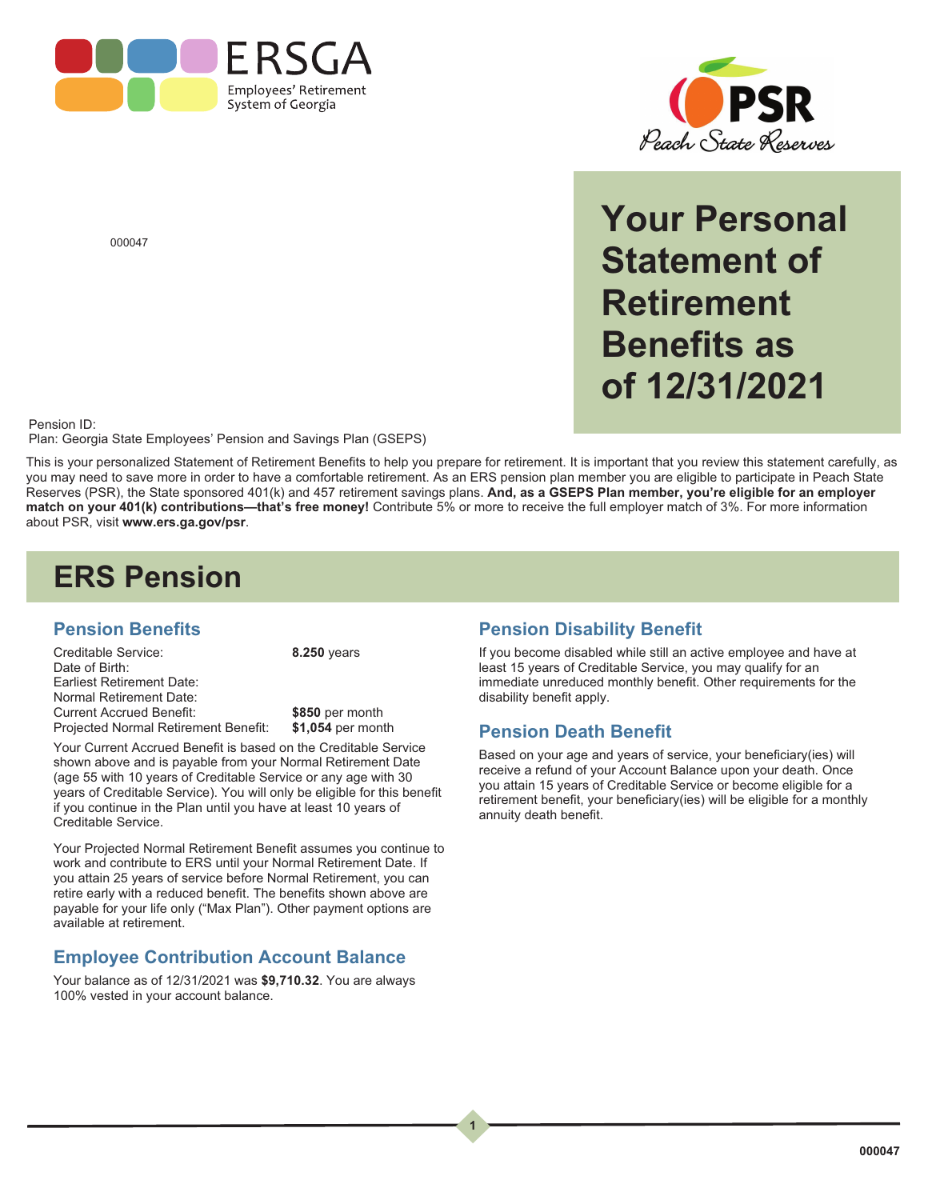ERSGA
Employees' Retirement System of Georgia

PSR
Peach State Reserves

000047

# Your Personal Statement of Retirement Benefits as of 12/31/2021

Pension ID:
Plan: Georgia State Employees' Pension and Savings Plan (GSEPS)

This is your personalized Statement of Retirement Benefits to help you prepare for retirement. It is important that you review this statement carefully, as you may need to save more in order to have a comfortable retirement. As an ERS pension plan member you are eligible to participate in Peach State Reserves (PSR), the State sponsored 401(k) and 457 retirement savings plans. **And, as a GSEPS Plan member, you're eligible for an employer match on your 401(k) contributions—that's free money!** Contribute 5% or more to receive the full employer match of 3%. For more information about PSR, visit **www.ers.ga.gov/psr**.

## ERS Pension

### Pension Benefits

| | |
|---|---|
| Creditable Service: | **8.250** years |
| Date of Birth: | |
| Earliest Retirement Date: | |
| Normal Retirement Date: | |
| Current Accrued Benefit: | **$850** per month |
| Projected Normal Retirement Benefit: | **$1,054** per month |

Your Current Accrued Benefit is based on the Creditable Service shown above and is payable from your Normal Retirement Date (age 55 with 10 years of Creditable Service or any age with 30 years of Creditable Service). You will only be eligible for this benefit if you continue in the Plan until you have at least 10 years of Creditable Service.

Your Projected Normal Retirement Benefit assumes you continue to work and contribute to ERS until your Normal Retirement Date. If you attain 25 years of service before Normal Retirement, you can retire early with a reduced benefit. The benefits shown above are payable for your life only ("Max Plan"). Other payment options are available at retirement.

### Employee Contribution Account Balance

Your balance as of 12/31/2021 was **$9,710.32**. You are always 100% vested in your account balance.

### Pension Disability Benefit

If you become disabled while still an active employee and have at least 15 years of Creditable Service, you may qualify for an immediate unreduced monthly benefit. Other requirements for the disability benefit apply.

### Pension Death Benefit

Based on your age and years of service, your beneficiary(ies) will receive a refund of your Account Balance upon your death. Once you attain 15 years of Creditable Service or become eligible for a retirement benefit, your beneficiary(ies) will be eligible for a monthly annuity death benefit.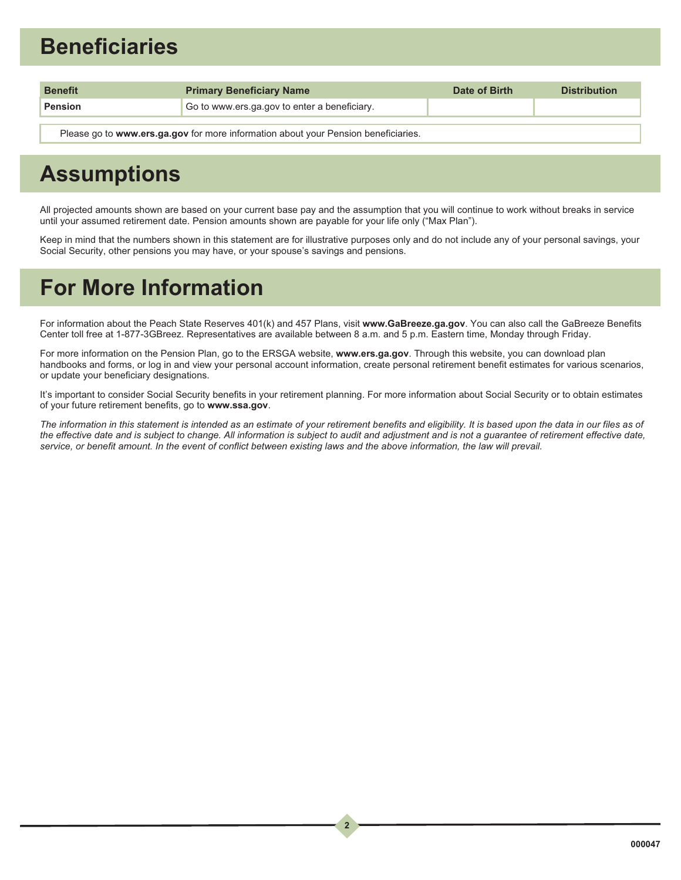# Beneficiaries

| Benefit | Primary Beneficiary Name | Date of Birth | Distribution |
|---|---|---|---|
| **Pension** | Go to www.ers.ga.gov to enter a beneficiary. | | |

Please go to **www.ers.ga.gov** for more information about your Pension beneficiaries.

# Assumptions

All projected amounts shown are based on your current base pay and the assumption that you will continue to work without breaks in service until your assumed retirement date. Pension amounts shown are payable for your life only ("Max Plan").

Keep in mind that the numbers shown in this statement are for illustrative purposes only and do not include any of your personal savings, your Social Security, other pensions you may have, or your spouse's savings and pensions.

# For More Information

For information about the Peach State Reserves 401(k) and 457 Plans, visit **www.GaBreeze.ga.gov**. You can also call the GaBreeze Benefits Center toll free at 1-877-3GBreez. Representatives are available between 8 a.m. and 5 p.m. Eastern time, Monday through Friday.

For more information on the Pension Plan, go to the ERSGA website, **www.ers.ga.gov**. Through this website, you can download plan handbooks and forms, or log in and view your personal account information, create personal retirement benefit estimates for various scenarios, or update your beneficiary designations.

It's important to consider Social Security benefits in your retirement planning. For more information about Social Security or to obtain estimates of your future retirement benefits, go to **www.ssa.gov**.

*The information in this statement is intended as an estimate of your retirement benefits and eligibility. It is based upon the data in our files as of the effective date and is subject to change. All information is subject to audit and adjustment and is not a guarantee of retirement effective date, service, or benefit amount. In the event of conflict between existing laws and the above information, the law will prevail.*

000047